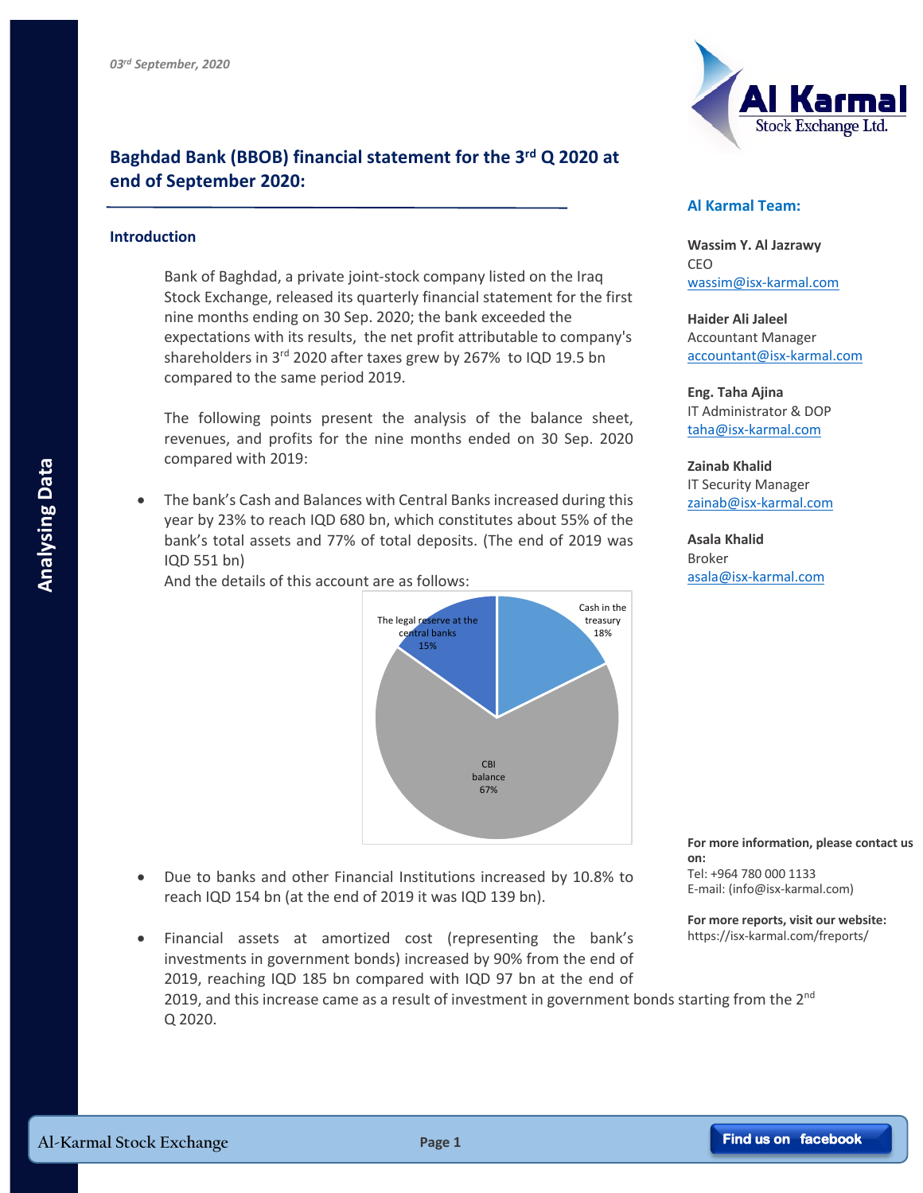*03rd September, 2020*

## Baghdad Bank (BBOB) financial statement for the 3rd Q 2020 at end of September 2020:

### Introduction

Bank of Baghdad, a private joint-stock company listed on the Iraq Stock Exchange, released its quarterly financial statement for the first nine months ending on 30 Sep. 2020; the bank exceeded the expectations with its results, the net profit attributable to company's shareholders in 3rd 2020 after taxes grew by 267% to IQD 19.5 bn compared to the same period 2019.

The following points present the analysis of the balance sheet, revenues, and profits for the nine months ended on 30 Sep. 2020 compared with 2019:

- The bank's Cash and Balances with Central Banks increased during this year by 23% to reach IQD 680 bn, which constitutes about 55% of the bank's total assets and 77% of total deposits. (The end of 2019 was IQD 551 bn)

  And the details of this account are as follows:

  | Item | Share |
  | --- | --- |
  | Cash in the treasury | 18% |
  | CBI balance | 67% |
  | The legal reserve at the central banks | 15% |

- Due to banks and other Financial Institutions increased by 10.8% to reach IQD 154 bn (at the end of 2019 it was IQD 139 bn).

- Financial assets at amortized cost (representing the bank's investments in government bonds) increased by 90% from the end of 2019, reaching IQD 185 bn compared with IQD 97 bn at the end of 2019, and this increase came as a result of investment in government bonds starting from the 2nd Q 2020.

**Al Karmal Team:**

**Wassim Y. Al Jazrawy**
CEO
wassim@isx-karmal.com

**Haider Ali Jaleel**
Accountant Manager
accountant@isx-karmal.com

**Eng. Taha Ajina**
IT Administrator & DOP
taha@isx-karmal.com

**Zainab Khalid**
IT Security Manager
zainab@isx-karmal.com

**Asala Khalid**
Broker
asala@isx-karmal.com

**For more information, please contact us on:**
Tel: +964 780 000 1133
E-mail: (info@isx-karmal.com)

**For more reports, visit our website:**
https://isx-karmal.com/freports/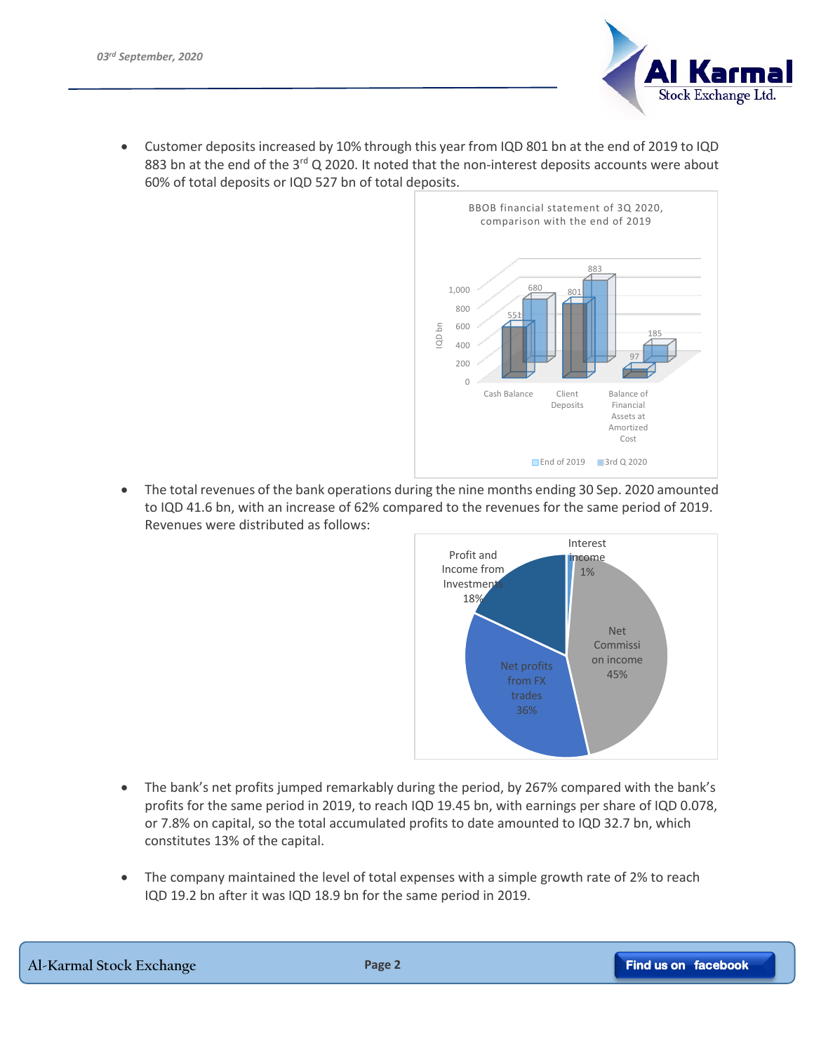- Customer deposits increased by 10% through this year from IQD 801 bn at the end of 2019 to IQD 883 bn at the end of the 3rd Q 2020. It noted that the non-interest deposits accounts were about 60% of total deposits or IQD 527 bn of total deposits.

BBOB financial statement of 3Q 2020, comparison with the end of 2019

| IQD bn | End of 2019 | 3rd Q 2020 |
|---|---|---|
| Cash Balance | 551 | 680 |
| Client Deposits | 801 | 883 |
| Balance of Financial Assets at Amortized Cost | 97 | 185 |

- The total revenues of the bank operations during the nine months ending 30 Sep. 2020 amounted to IQD 41.6 bn, with an increase of 62% compared to the revenues for the same period of 2019. Revenues were distributed as follows:

| Revenue | Share |
|---|---|
| Interest income | 1% |
| Net Commission income | 45% |
| Net profits from FX trades | 36% |
| Profit and Income from Investments | 18% |

- The bank's net profits jumped remarkably during the period, by 267% compared with the bank's profits for the same period in 2019, to reach IQD 19.45 bn, with earnings per share of IQD 0.078, or 7.8% on capital, so the total accumulated profits to date amounted to IQD 32.7 bn, which constitutes 13% of the capital.

- The company maintained the level of total expenses with a simple growth rate of 2% to reach IQD 19.2 bn after it was IQD 18.9 bn for the same period in 2019.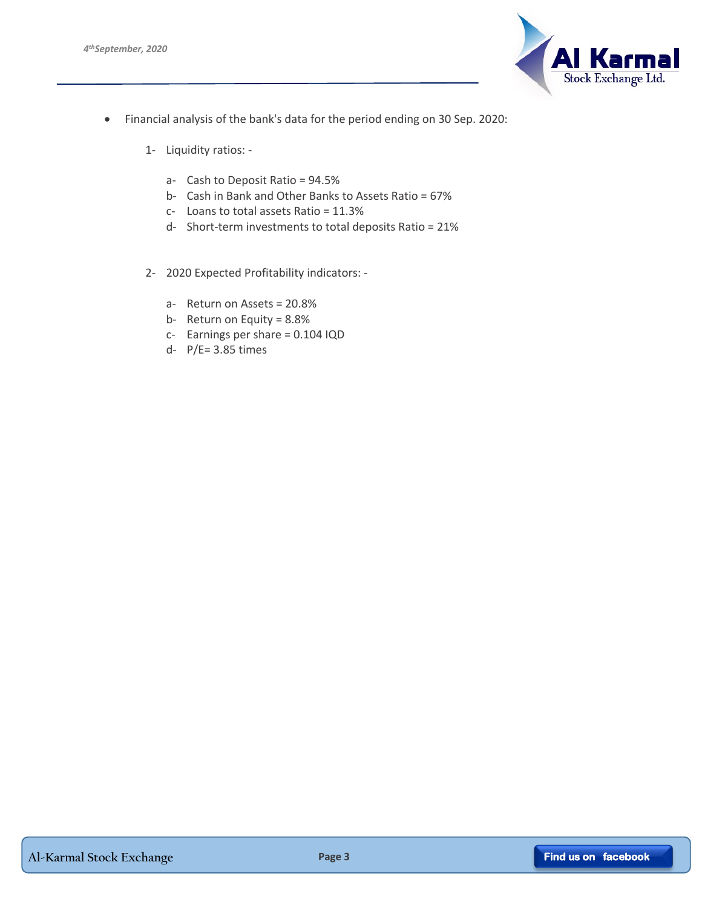- Financial analysis of the bank's data for the period ending on 30 Sep. 2020:

  1- Liquidity ratios: -

     a- Cash to Deposit Ratio = 94.5%
     b- Cash in Bank and Other Banks to Assets Ratio = 67%
     c- Loans to total assets Ratio = 11.3%
     d- Short-term investments to total deposits Ratio = 21%

  2- 2020 Expected Profitability indicators: -

     a- Return on Assets = 20.8%
     b- Return on Equity = 8.8%
     c- Earnings per share = 0.104 IQD
     d- P/E= 3.85 times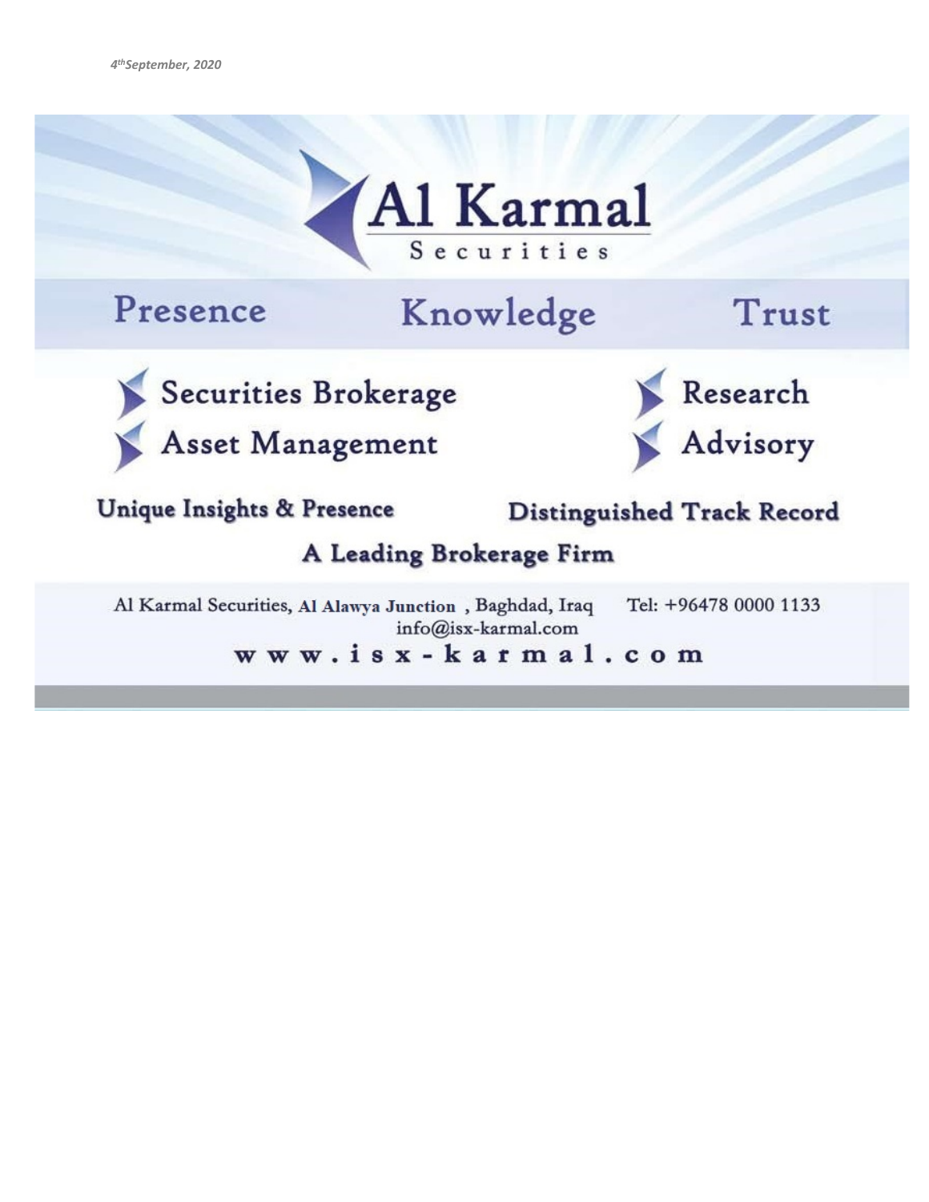*4th September, 2020*

# Al Karmal

Securities

Presence Knowledge Trust

- Securities Brokerage
- Asset Management
- Research
- Advisory

**Unique Insights & Presence**

**Distinguished Track Record**

**A Leading Brokerage Firm**

Al Karmal Securities, **Al Alawya Junction** , Baghdad, Iraq Tel: +96478 0000 1133

info@isx-karmal.com

**www.isx-karmal.com**